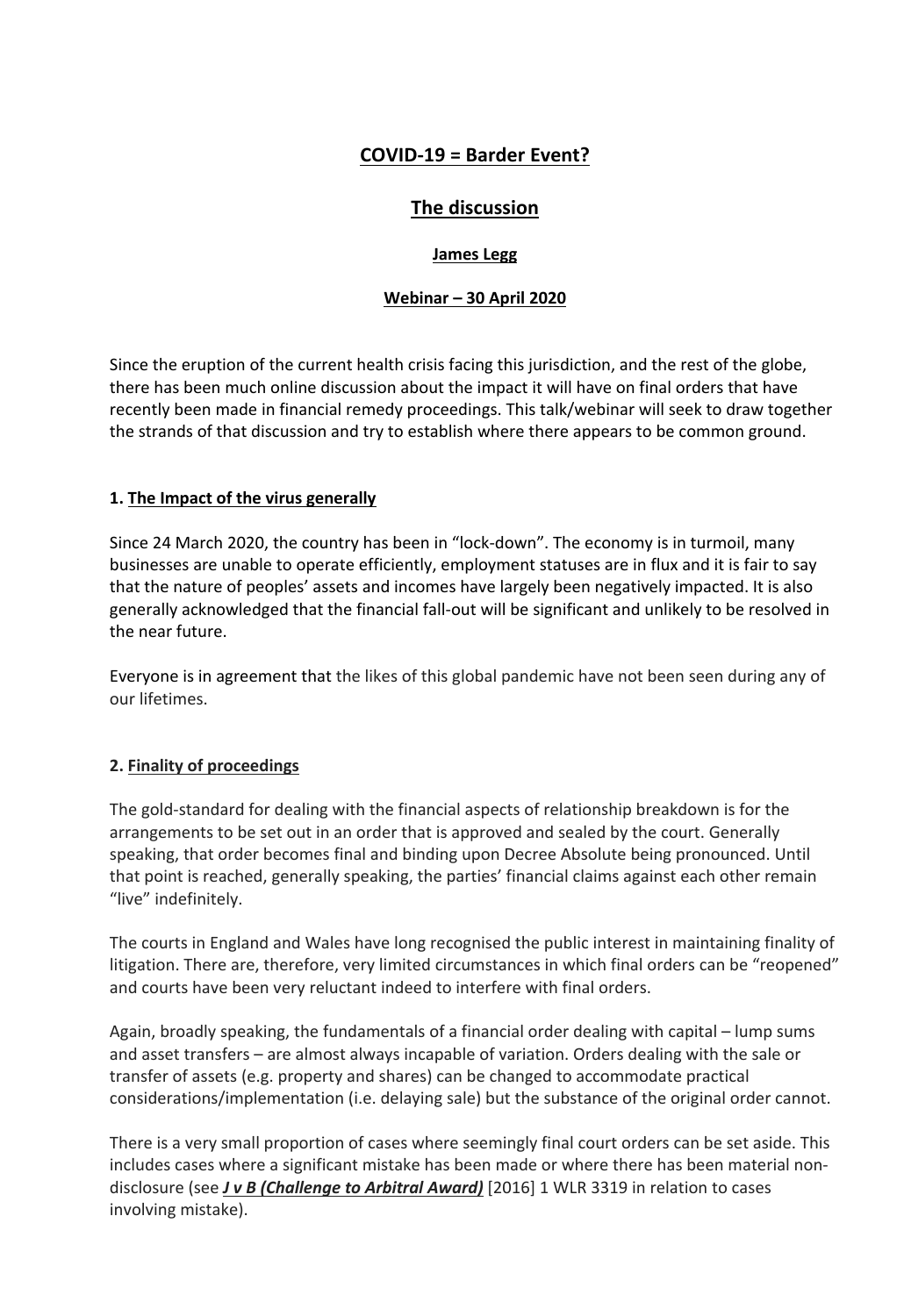# COVID-19 = Barder Event?

## The discussion

**James Legg**

**Webinar – 30 April 2020**

Since the eruption of the current health crisis facing this jurisdiction, and the rest of the globe, there has been much online discussion about the impact it will have on final orders that have recently been made in financial remedy proceedings. This talk/webinar will seek to draw together the strands of that discussion and try to establish where there appears to be common ground.

### 1. The Impact of the virus generally

Since 24 March 2020, the country has been in "lock-down". The economy is in turmoil, many businesses are unable to operate efficiently, employment statuses are in flux and it is fair to say that the nature of peoples' assets and incomes have largely been negatively impacted. It is also generally acknowledged that the financial fall-out will be significant and unlikely to be resolved in the near future.

Everyone is in agreement that the likes of this global pandemic have not been seen during any of our lifetimes.

### 2. Finality of proceedings

The gold-standard for dealing with the financial aspects of relationship breakdown is for the arrangements to be set out in an order that is approved and sealed by the court. Generally speaking, that order becomes final and binding upon Decree Absolute being pronounced. Until that point is reached, generally speaking, the parties' financial claims against each other remain "live" indefinitely.

The courts in England and Wales have long recognised the public interest in maintaining finality of litigation. There are, therefore, very limited circumstances in which final orders can be "reopened" and courts have been very reluctant indeed to interfere with final orders.

Again, broadly speaking, the fundamentals of a financial order dealing with capital – lump sums and asset transfers – are almost always incapable of variation. Orders dealing with the sale or transfer of assets (e.g. property and shares) can be changed to accommodate practical considerations/implementation (i.e. delaying sale) but the substance of the original order cannot.

There is a very small proportion of cases where seemingly final court orders can be set aside. This includes cases where a significant mistake has been made or where there has been material non-disclosure (see ***J v B (Challenge to Arbitral Award)*** [2016] 1 WLR 3319 in relation to cases involving mistake).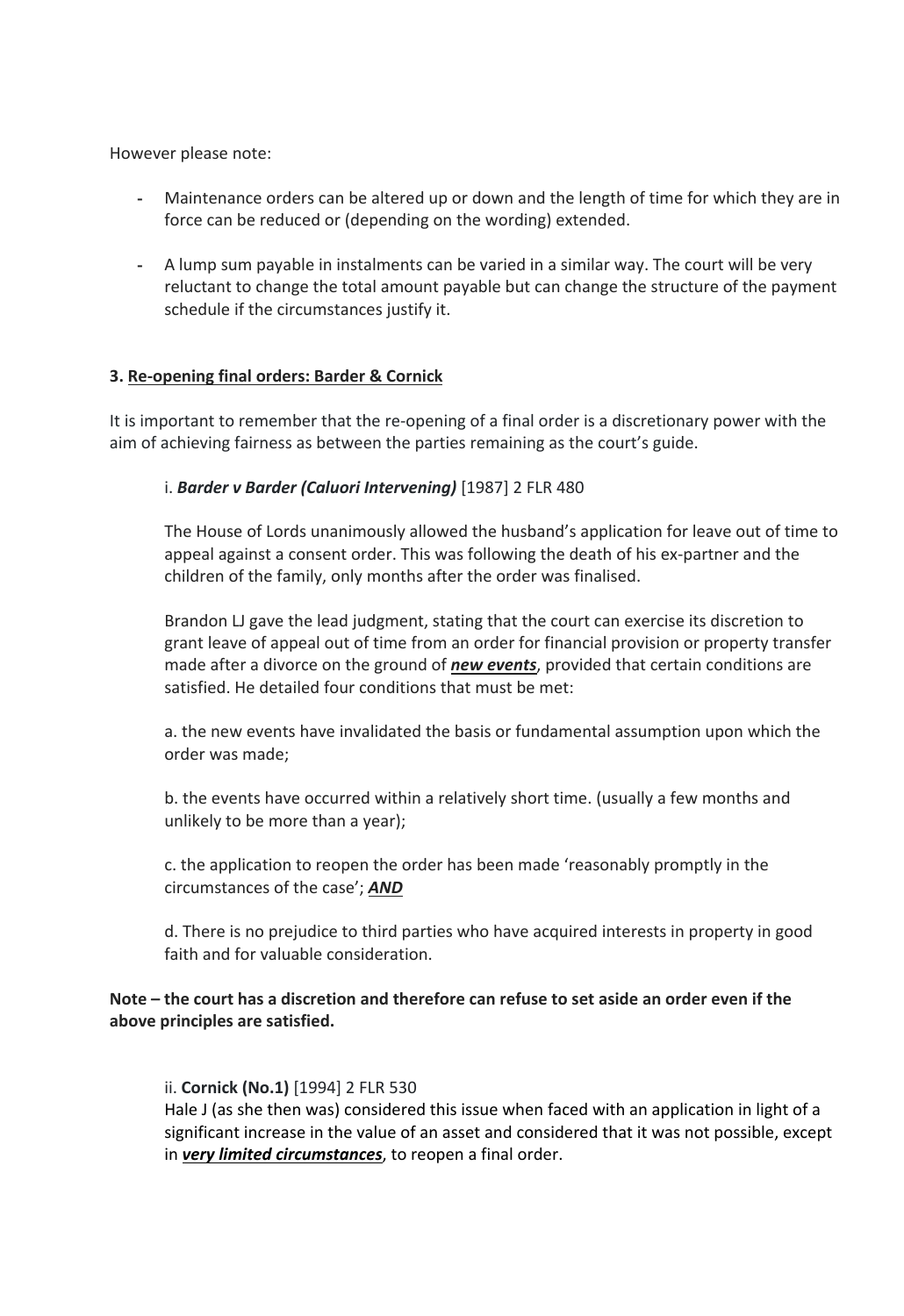However please note:

- Maintenance orders can be altered up or down and the length of time for which they are in force can be reduced or (depending on the wording) extended.

- A lump sum payable in instalments can be varied in a similar way. The court will be very reluctant to change the total amount payable but can change the structure of the payment schedule if the circumstances justify it.

**3. <u>Re-opening final orders: Barder & Cornick</u>**

It is important to remember that the re-opening of a final order is a discretionary power with the aim of achieving fairness as between the parties remaining as the court's guide.

i. ***Barder v Barder (Caluori Intervening)*** [1987] 2 FLR 480

The House of Lords unanimously allowed the husband's application for leave out of time to appeal against a consent order. This was following the death of his ex-partner and the children of the family, only months after the order was finalised.

Brandon LJ gave the lead judgment, stating that the court can exercise its discretion to grant leave of appeal out of time from an order for financial provision or property transfer made after a divorce on the ground of ***<u>new events</u>***, provided that certain conditions are satisfied. He detailed four conditions that must be met:

a. the new events have invalidated the basis or fundamental assumption upon which the order was made;

b. the events have occurred within a relatively short time. (usually a few months and unlikely to be more than a year);

c. the application to reopen the order has been made 'reasonably promptly in the circumstances of the case'; ***<u>AND</u>***

d. There is no prejudice to third parties who have acquired interests in property in good faith and for valuable consideration.

**Note – the court has a discretion and therefore can refuse to set aside an order even if the above principles are satisfied.**

ii. **Cornick (No.1)** [1994] 2 FLR 530
Hale J (as she then was) considered this issue when faced with an application in light of a significant increase in the value of an asset and considered that it was not possible, except in ***<u>very limited circumstances</u>***, to reopen a final order.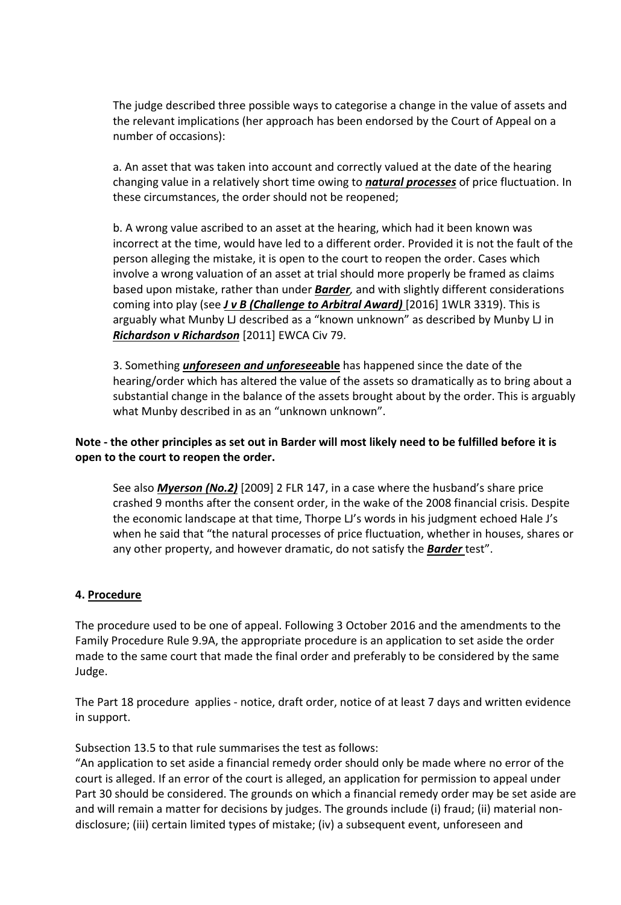The judge described three possible ways to categorise a change in the value of assets and the relevant implications (her approach has been endorsed by the Court of Appeal on a number of occasions):

a. An asset that was taken into account and correctly valued at the date of the hearing changing value in a relatively short time owing to ***natural processes*** of price fluctuation. In these circumstances, the order should not be reopened;

b. A wrong value ascribed to an asset at the hearing, which had it been known was incorrect at the time, would have led to a different order. Provided it is not the fault of the person alleging the mistake, it is open to the court to reopen the order. Cases which involve a wrong valuation of an asset at trial should more properly be framed as claims based upon mistake, rather than under ***Barder***, and with slightly different considerations coming into play (see ***J v B (Challenge to Arbitral Award)*** [2016] 1WLR 3319). This is arguably what Munby LJ described as a "known unknown" as described by Munby LJ in ***Richardson v Richardson*** [2011] EWCA Civ 79.

3. Something ***unforeseen and unforesee*****able** has happened since the date of the hearing/order which has altered the value of the assets so dramatically as to bring about a substantial change in the balance of the assets brought about by the order. This is arguably what Munby described in as an "unknown unknown".

**Note - the other principles as set out in Barder will most likely need to be fulfilled before it is open to the court to reopen the order.**

See also ***Myerson (No.2)*** [2009] 2 FLR 147, in a case where the husband's share price crashed 9 months after the consent order, in the wake of the 2008 financial crisis. Despite the economic landscape at that time, Thorpe LJ's words in his judgment echoed Hale J's when he said that "the natural processes of price fluctuation, whether in houses, shares or any other property, and however dramatic, do not satisfy the ***Barder*** test".

## 4. Procedure

The procedure used to be one of appeal. Following 3 October 2016 and the amendments to the Family Procedure Rule 9.9A, the appropriate procedure is an application to set aside the order made to the same court that made the final order and preferably to be considered by the same Judge.

The Part 18 procedure applies - notice, draft order, notice of at least 7 days and written evidence in support.

Subsection 13.5 to that rule summarises the test as follows:

"An application to set aside a financial remedy order should only be made where no error of the court is alleged. If an error of the court is alleged, an application for permission to appeal under Part 30 should be considered. The grounds on which a financial remedy order may be set aside are and will remain a matter for decisions by judges. The grounds include (i) fraud; (ii) material non-disclosure; (iii) certain limited types of mistake; (iv) a subsequent event, unforeseen and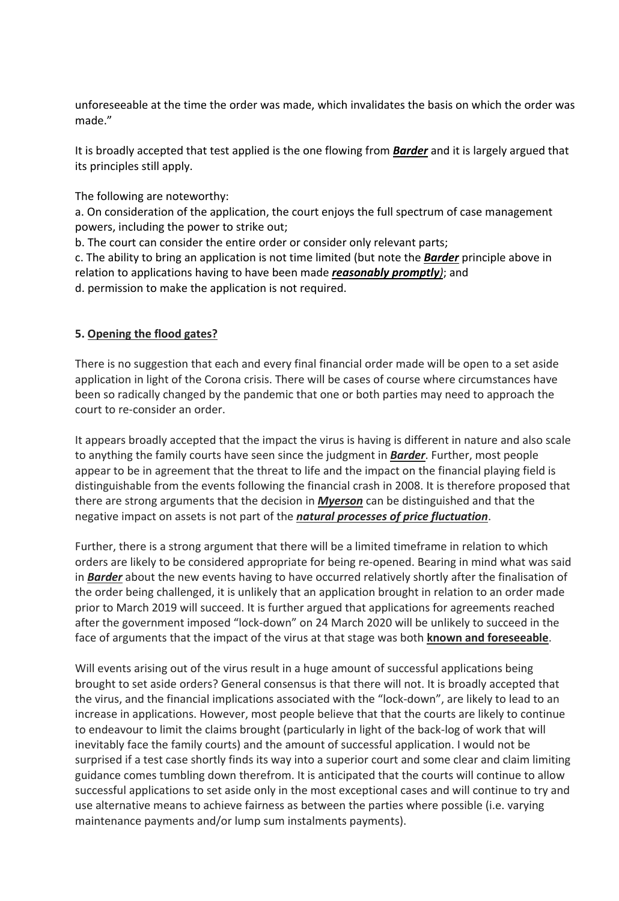unforeseeable at the time the order was made, which invalidates the basis on which the order was made."

It is broadly accepted that test applied is the one flowing from ***Barder*** and it is largely argued that its principles still apply.

The following are noteworthy:

a. On consideration of the application, the court enjoys the full spectrum of case management powers, including the power to strike out;
b. The court can consider the entire order or consider only relevant parts;
c. The ability to bring an application is not time limited (but note the ***Barder*** principle above in relation to applications having to have been made ***reasonably promptly)***; and
d. permission to make the application is not required.

## 5. Opening the flood gates?

There is no suggestion that each and every final financial order made will be open to a set aside application in light of the Corona crisis. There will be cases of course where circumstances have been so radically changed by the pandemic that one or both parties may need to approach the court to re-consider an order.

It appears broadly accepted that the impact the virus is having is different in nature and also scale to anything the family courts have seen since the judgment in ***Barder***. Further, most people appear to be in agreement that the threat to life and the impact on the financial playing field is distinguishable from the events following the financial crash in 2008. It is therefore proposed that there are strong arguments that the decision in ***Myerson*** can be distinguished and that the negative impact on assets is not part of the ***natural processes of price fluctuation***.

Further, there is a strong argument that there will be a limited timeframe in relation to which orders are likely to be considered appropriate for being re-opened. Bearing in mind what was said in ***Barder*** about the new events having to have occurred relatively shortly after the finalisation of the order being challenged, it is unlikely that an application brought in relation to an order made prior to March 2019 will succeed. It is further argued that applications for agreements reached after the government imposed "lock-down" on 24 March 2020 will be unlikely to succeed in the face of arguments that the impact of the virus at that stage was both **known and foreseeable**.

Will events arising out of the virus result in a huge amount of successful applications being brought to set aside orders? General consensus is that there will not. It is broadly accepted that the virus, and the financial implications associated with the "lock-down", are likely to lead to an increase in applications. However, most people believe that that the courts are likely to continue to endeavour to limit the claims brought (particularly in light of the back-log of work that will inevitably face the family courts) and the amount of successful application. I would not be surprised if a test case shortly finds its way into a superior court and some clear and claim limiting guidance comes tumbling down therefrom. It is anticipated that the courts will continue to allow successful applications to set aside only in the most exceptional cases and will continue to try and use alternative means to achieve fairness as between the parties where possible (i.e. varying maintenance payments and/or lump sum instalments payments).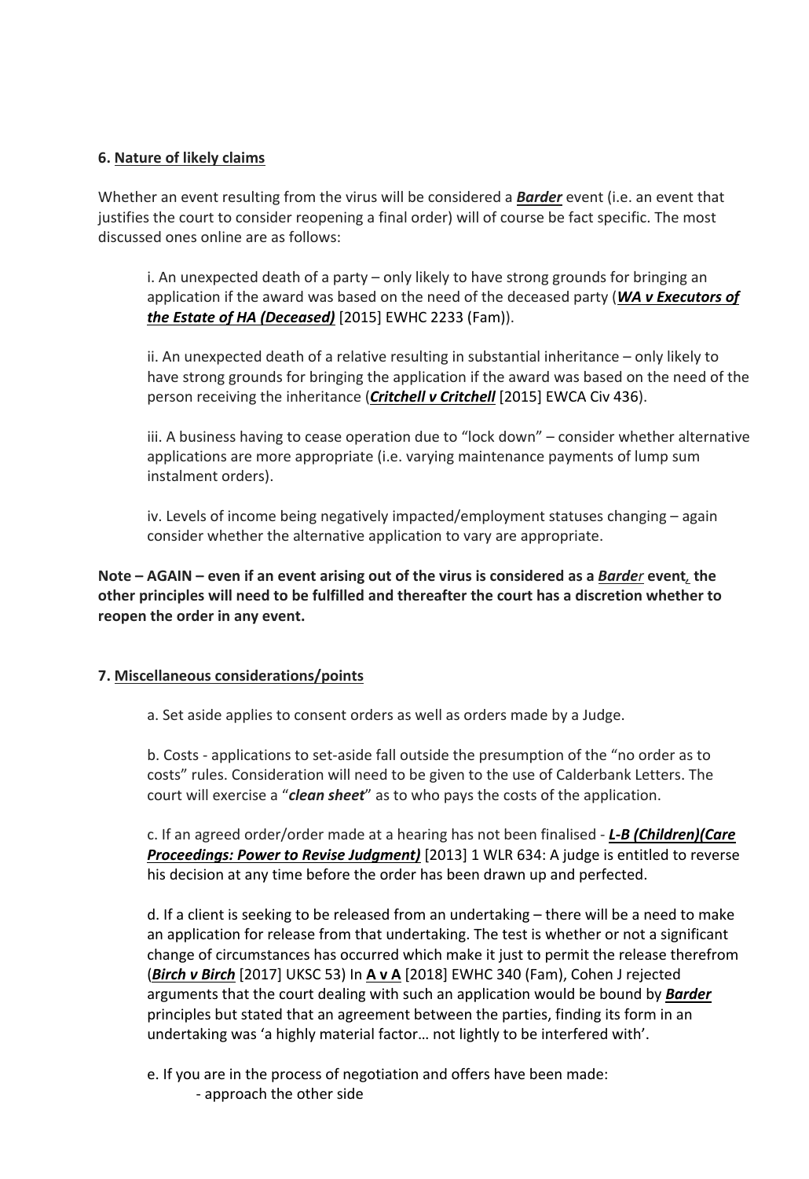**6. Nature of likely claims**

Whether an event resulting from the virus will be considered a ***Barder*** event (i.e. an event that justifies the court to consider reopening a final order) will of course be fact specific. The most discussed ones online are as follows:

i. An unexpected death of a party – only likely to have strong grounds for bringing an application if the award was based on the need of the deceased party (***WA v Executors of the Estate of HA (Deceased)*** [2015] EWHC 2233 (Fam)).

ii. An unexpected death of a relative resulting in substantial inheritance – only likely to have strong grounds for bringing the application if the award was based on the need of the person receiving the inheritance (***Critchell v Critchell*** [2015] EWCA Civ 436).

iii. A business having to cease operation due to "lock down" – consider whether alternative applications are more appropriate (i.e. varying maintenance payments of lump sum instalment orders).

iv. Levels of income being negatively impacted/employment statuses changing – again consider whether the alternative application to vary are appropriate.

**Note – AGAIN – even if an event arising out of the virus is considered as a *Barder* event, the other principles will need to be fulfilled and thereafter the court has a discretion whether to reopen the order in any event.**

**7. Miscellaneous considerations/points**

a. Set aside applies to consent orders as well as orders made by a Judge.

b. Costs - applications to set-aside fall outside the presumption of the "no order as to costs" rules. Consideration will need to be given to the use of Calderbank Letters. The court will exercise a "***clean sheet***" as to who pays the costs of the application.

c. If an agreed order/order made at a hearing has not been finalised - ***L-B (Children)(Care Proceedings: Power to Revise Judgment)*** [2013] 1 WLR 634: A judge is entitled to reverse his decision at any time before the order has been drawn up and perfected.

d. If a client is seeking to be released from an undertaking – there will be a need to make an application for release from that undertaking. The test is whether or not a significant change of circumstances has occurred which make it just to permit the release therefrom (***Birch v Birch*** [2017] UKSC 53) In **A v A** [2018] EWHC 340 (Fam), Cohen J rejected arguments that the court dealing with such an application would be bound by ***Barder*** principles but stated that an agreement between the parties, finding its form in an undertaking was 'a highly material factor… not lightly to be interfered with'.

e. If you are in the process of negotiation and offers have been made:
- approach the other side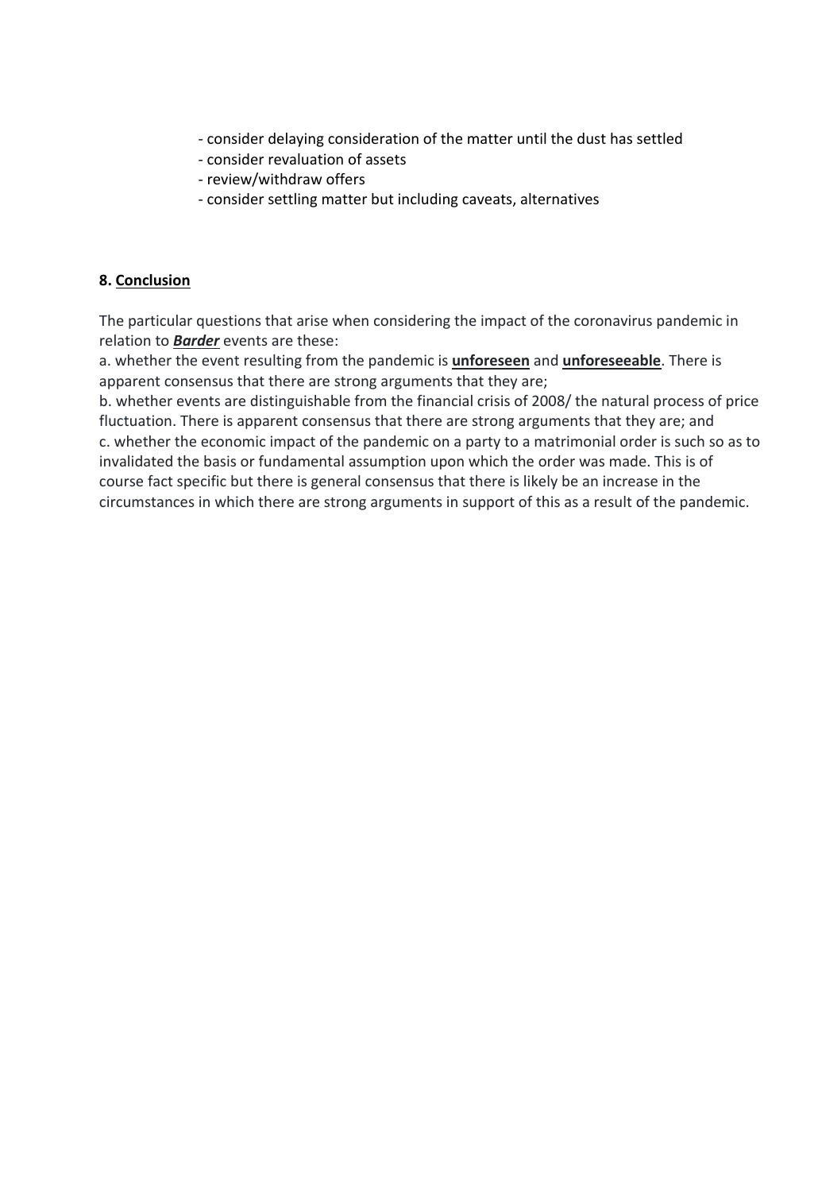- consider delaying consideration of the matter until the dust has settled
- consider revaluation of assets
- review/withdraw offers
- consider settling matter but including caveats, alternatives

**8. <u>Conclusion</u>**

The particular questions that arise when considering the impact of the coronavirus pandemic in relation to ***<u>Barder</u>*** events are these:

a. whether the event resulting from the pandemic is **<u>unforeseen</u>** and **<u>unforeseeable</u>**. There is apparent consensus that there are strong arguments that they are;

b. whether events are distinguishable from the financial crisis of 2008/ the natural process of price fluctuation. There is apparent consensus that there are strong arguments that they are; and

c. whether the economic impact of the pandemic on a party to a matrimonial order is such so as to invalidated the basis or fundamental assumption upon which the order was made. This is of course fact specific but there is general consensus that there is likely be an increase in the circumstances in which there are strong arguments in support of this as a result of the pandemic.